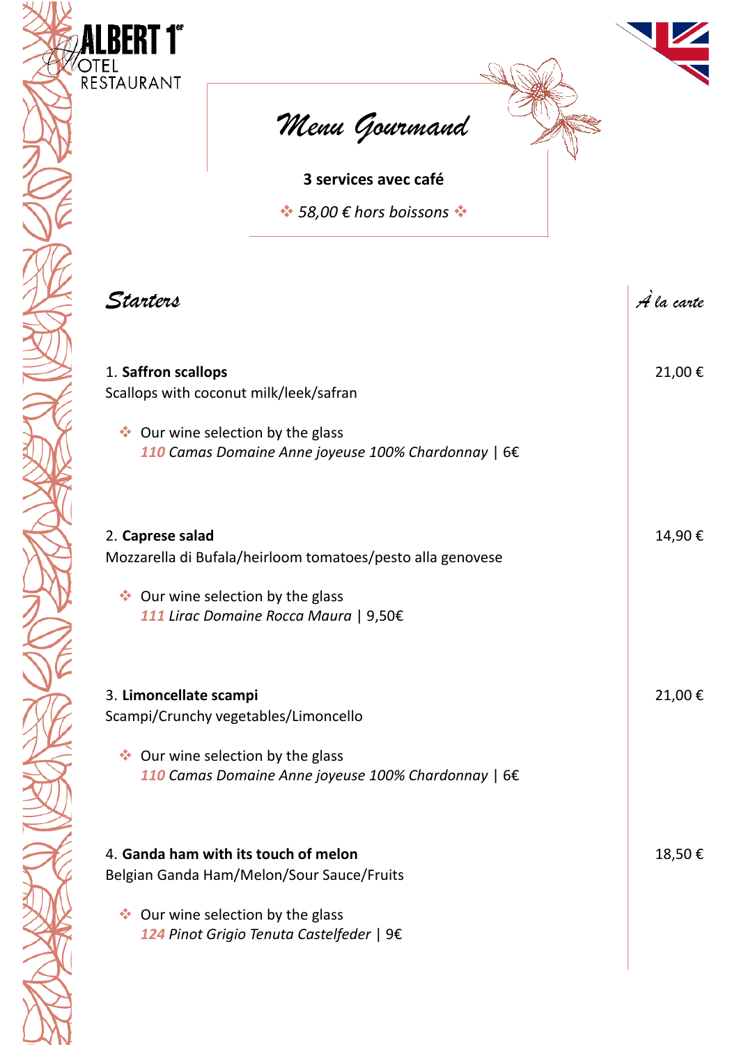ALBERT 1er
HOTEL
RESTAURANT

# Menu Gourmand

**3 services avec café**

❖ *58,00 € hors boissons* ❖

## Starters

*À la carte*

1. **Saffron scallops** — 21,00 €
Scallops with coconut milk/leek/safran

❖ Our wine selection by the glass
*110 Camas Domaine Anne joyeuse 100% Chardonnay* | 6€

2. **Caprese salad** — 14,90 €
Mozzarella di Bufala/heirloom tomatoes/pesto alla genovese

❖ Our wine selection by the glass
*111 Lirac Domaine Rocca Maura* | 9,50€

3. **Limoncellate scampi** — 21,00 €
Scampi/Crunchy vegetables/Limoncello

❖ Our wine selection by the glass
*110 Camas Domaine Anne joyeuse 100% Chardonnay* | 6€

4. **Ganda ham with its touch of melon** — 18,50 €
Belgian Ganda Ham/Melon/Sour Sauce/Fruits

❖ Our wine selection by the glass
*124 Pinot Grigio Tenuta Castelfeder* | 9€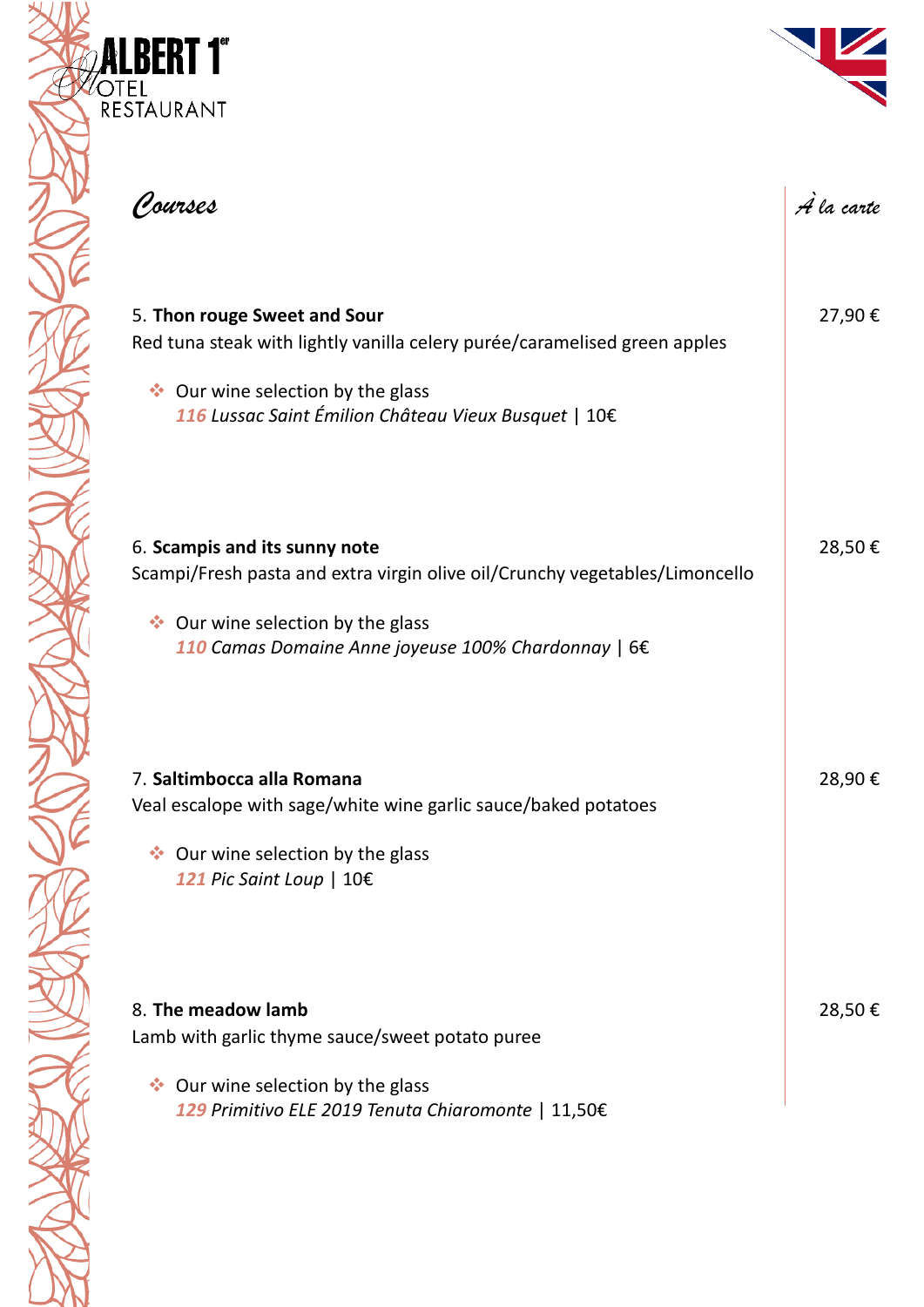# ALBERT 1er
HOTEL RESTAURANT

## Courses

*À la carte*

5. **Thon rouge Sweet and Sour** — 27,90 €
Red tuna steak with lightly vanilla celery purée/caramelised green apples

- Our wine selection by the glass
*116 Lussac Saint Émilion Château Vieux Busquet* | 10€

6. **Scampis and its sunny note** — 28,50 €
Scampi/Fresh pasta and extra virgin olive oil/Crunchy vegetables/Limoncello

- Our wine selection by the glass
*110 Camas Domaine Anne joyeuse 100% Chardonnay* | 6€

7. **Saltimbocca alla Romana** — 28,90 €
Veal escalope with sage/white wine garlic sauce/baked potatoes

- Our wine selection by the glass
*121 Pic Saint Loup* | 10€

8. **The meadow lamb** — 28,50 €
Lamb with garlic thyme sauce/sweet potato puree

- Our wine selection by the glass
*129 Primitivo ELE 2019 Tenuta Chiaromonte* | 11,50€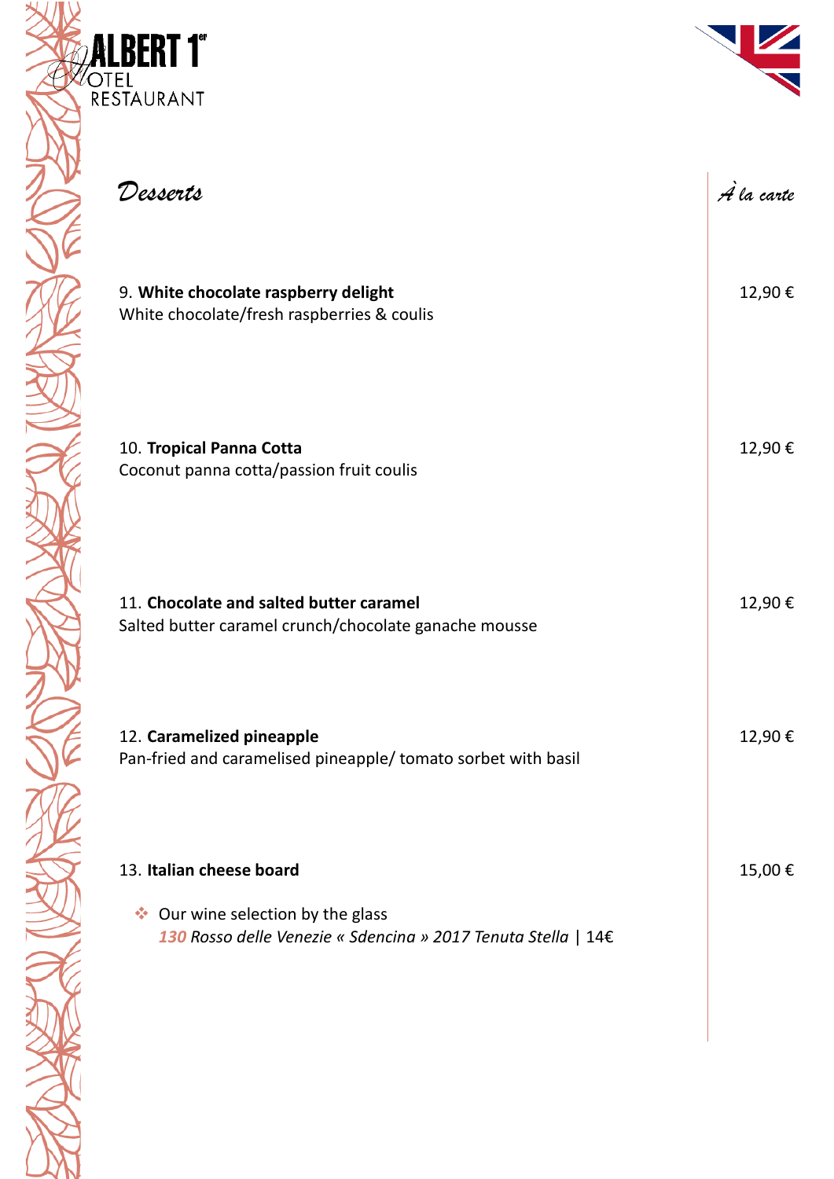ALBERT 1er
HOTEL
RESTAURANT

## Desserts

*À la carte*

9. **White chocolate raspberry delight** — 12,90 €
White chocolate/fresh raspberries & coulis

10. **Tropical Panna Cotta** — 12,90 €
Coconut panna cotta/passion fruit coulis

11. **Chocolate and salted butter caramel** — 12,90 €
Salted butter caramel crunch/chocolate ganache mousse

12. **Caramelized pineapple** — 12,90 €
Pan-fried and caramelised pineapple/ tomato sorbet with basil

13. **Italian cheese board** — 15,00 €

- Our wine selection by the glass
  *130 Rosso delle Venezie « Sdencina » 2017 Tenuta Stella* | 14€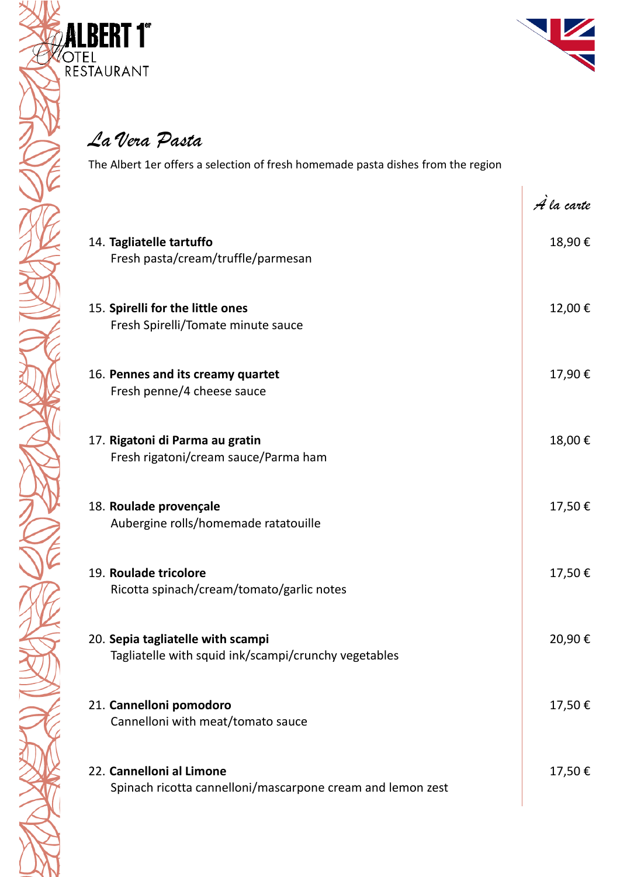**ALBERT 1er**
HOTEL
RESTAURANT

# *La Vera Pasta*

The Albert 1er offers a selection of fresh homemade pasta dishes from the region

| | *À la carte* |
|---|---|
| 14. **Tagliatelle tartuffo**<br>Fresh pasta/cream/truffle/parmesan | 18,90 € |
| 15. **Spirelli for the little ones**<br>Fresh Spirelli/Tomate minute sauce | 12,00 € |
| 16. **Pennes and its creamy quartet**<br>Fresh penne/4 cheese sauce | 17,90 € |
| 17. **Rigatoni di Parma au gratin**<br>Fresh rigatoni/cream sauce/Parma ham | 18,00 € |
| 18. **Roulade provençale**<br>Aubergine rolls/homemade ratatouille | 17,50 € |
| 19. **Roulade tricolore**<br>Ricotta spinach/cream/tomato/garlic notes | 17,50 € |
| 20. **Sepia tagliatelle with scampi**<br>Tagliatelle with squid ink/scampi/crunchy vegetables | 20,90 € |
| 21. **Cannelloni pomodoro**<br>Cannelloni with meat/tomato sauce | 17,50 € |
| 22. **Cannelloni al Limone**<br>Spinach ricotta cannelloni/mascarpone cream and lemon zest | 17,50 € |